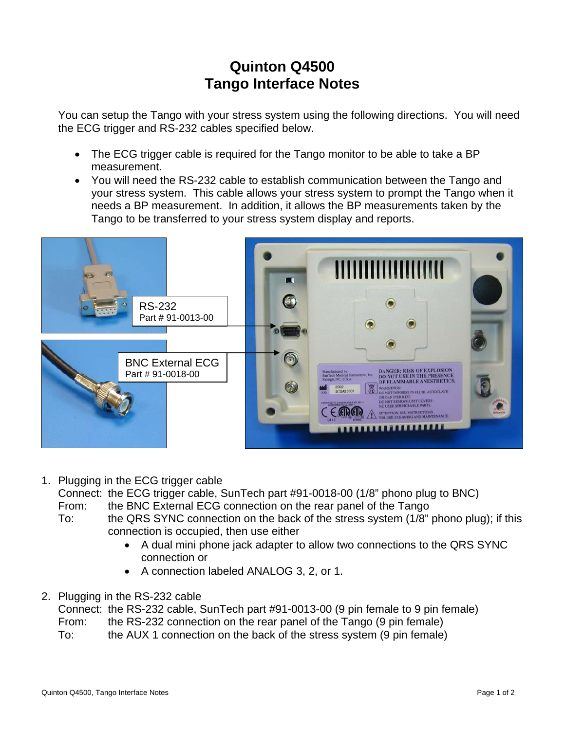# Quinton Q4500
# Tango Interface Notes

You can setup the Tango with your stress system using the following directions. You will need the ECG trigger and RS-232 cables specified below.

- The ECG trigger cable is required for the Tango monitor to be able to take a BP measurement.
- You will need the RS-232 cable to establish communication between the Tango and your stress system. This cable allows your stress system to prompt the Tango when it needs a BP measurement. In addition, it allows the BP measurements taken by the Tango to be transferred to your stress system display and reports.

RS-232
Part # 91-0013-00

BNC External ECG
Part # 91-0018-00

1. Plugging in the ECG trigger cable
   Connect: the ECG trigger cable, SunTech part #91-0018-00 (1/8" phono plug to BNC)
   From: the BNC External ECG connection on the rear panel of the Tango
   To: the QRS SYNC connection on the back of the stress system (1/8" phono plug); if this connection is occupied, then use either
   - A dual mini phone jack adapter to allow two connections to the QRS SYNC connection or
   - A connection labeled ANALOG 3, 2, or 1.

2. Plugging in the RS-232 cable
   Connect: the RS-232 cable, SunTech part #91-0013-00 (9 pin female to 9 pin female)
   From: the RS-232 connection on the rear panel of the Tango (9 pin female)
   To: the AUX 1 connection on the back of the stress system (9 pin female)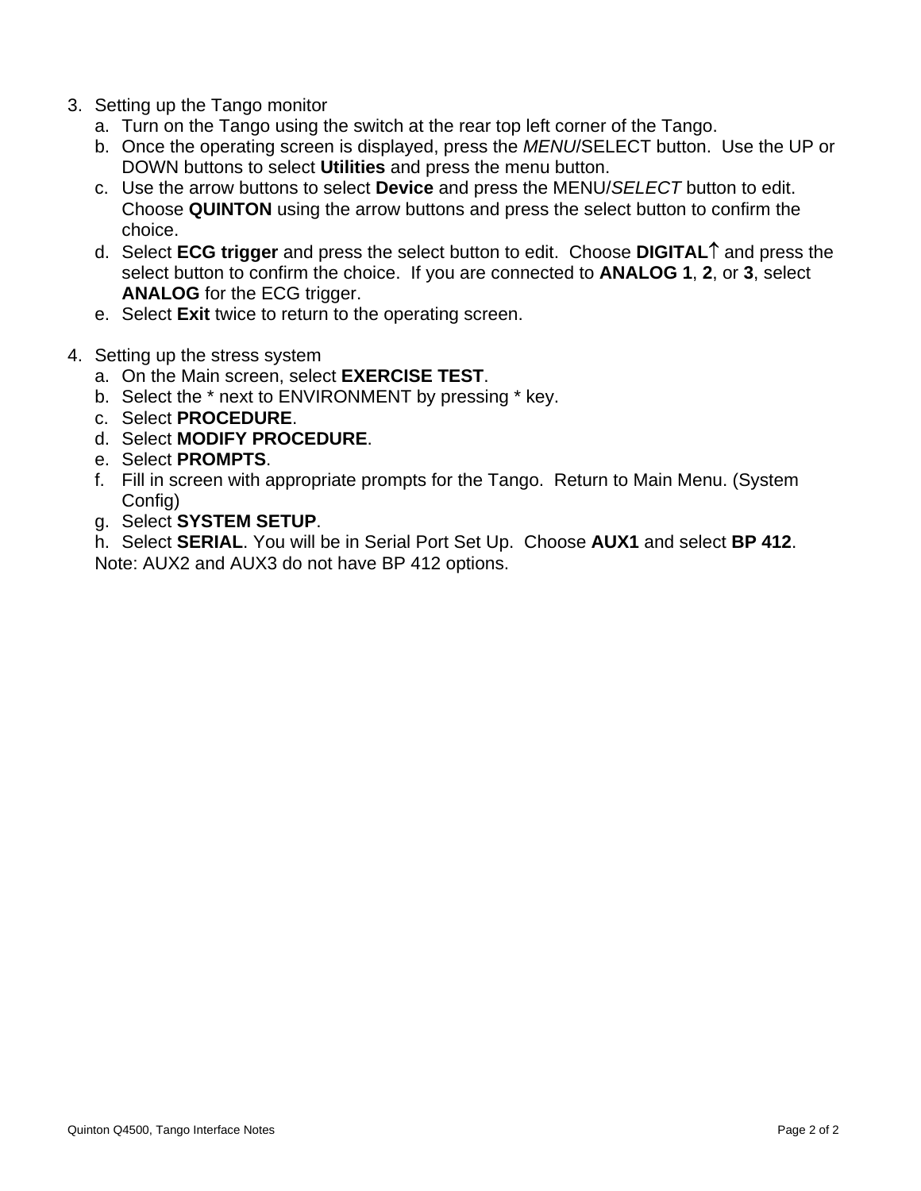3. Setting up the Tango monitor
   a. Turn on the Tango using the switch at the rear top left corner of the Tango.
   b. Once the operating screen is displayed, press the *MENU*/SELECT button. Use the UP or DOWN buttons to select **Utilities** and press the menu button.
   c. Use the arrow buttons to select **Device** and press the MENU/*SELECT* button to edit. Choose **QUINTON** using the arrow buttons and press the select button to confirm the choice.
   d. Select **ECG trigger** and press the select button to edit. Choose **DIGITAL↑** and press the select button to confirm the choice. If you are connected to **ANALOG 1**, **2**, or **3**, select **ANALOG** for the ECG trigger.
   e. Select **Exit** twice to return to the operating screen.

4. Setting up the stress system
   a. On the Main screen, select **EXERCISE TEST**.
   b. Select the * next to ENVIRONMENT by pressing * key.
   c. Select **PROCEDURE**.
   d. Select **MODIFY PROCEDURE**.
   e. Select **PROMPTS**.
   f. Fill in screen with appropriate prompts for the Tango. Return to Main Menu. (System Config)
   g. Select **SYSTEM SETUP**.
   h. Select **SERIAL**. You will be in Serial Port Set Up. Choose **AUX1** and select **BP 412**.

   Note: AUX2 and AUX3 do not have BP 412 options.